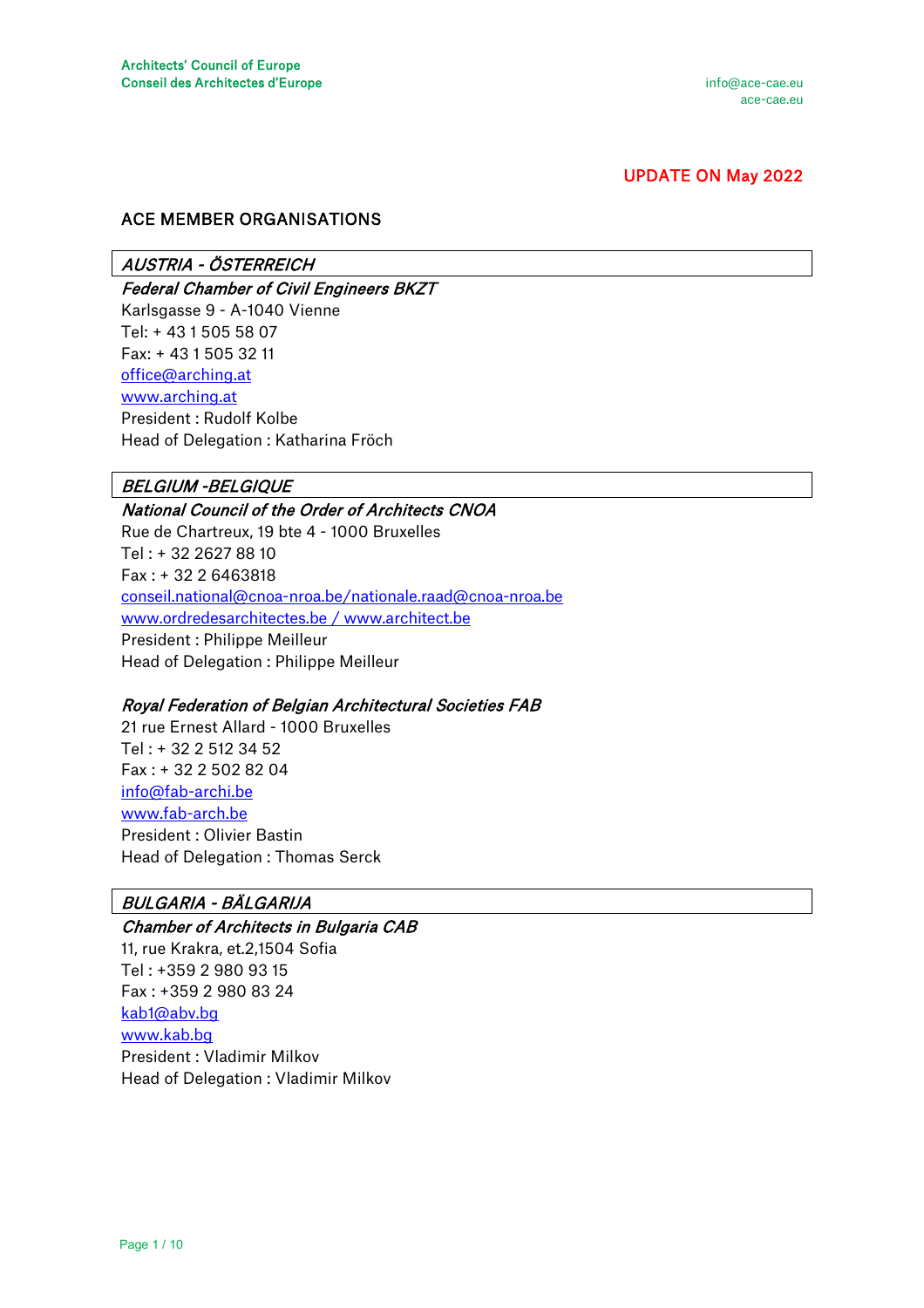Architects' Council of Europe
Conseil des Architectes d'Europe

info@ace-cae.eu
ace-cae.eu

**UPDATE ON May 2022**

## ACE MEMBER ORGANISATIONS

### *AUSTRIA - ÖSTERREICH*

***Federal Chamber of Civil Engineers BKZT***
Karlsgasse 9 - A-1040 Vienne
Tel: + 43 1 505 58 07
Fax: + 43 1 505 32 11
office@arching.at
www.arching.at
President : Rudolf Kolbe
Head of Delegation : Katharina Fröch

### *BELGIUM -BELGIQUE*

***National Council of the Order of Architects CNOA***
Rue de Chartreux, 19 bte 4 - 1000 Bruxelles
Tel : + 32 2627 88 10
Fax : + 32 2 6463818
conseil.national@cnoa-nroa.be/nationale.raad@cnoa-nroa.be
www.ordredesarchitectes.be / www.architect.be
President : Philippe Meilleur
Head of Delegation : Philippe Meilleur

***Royal Federation of Belgian Architectural Societies FAB***
21 rue Ernest Allard - 1000 Bruxelles
Tel : + 32 2 512 34 52
Fax : + 32 2 502 82 04
info@fab-archi.be
www.fab-arch.be
President : Olivier Bastin
Head of Delegation : Thomas Serck

### *BULGARIA - BĂLGARIJA*

***Chamber of Architects in Bulgaria CAB***
11, rue Krakra, et.2,1504 Sofia
Tel : +359 2 980 93 15
Fax : +359 2 980 83 24
kab1@abv.bg
www.kab.bg
President : Vladimir Milkov
Head of Delegation : Vladimir Milkov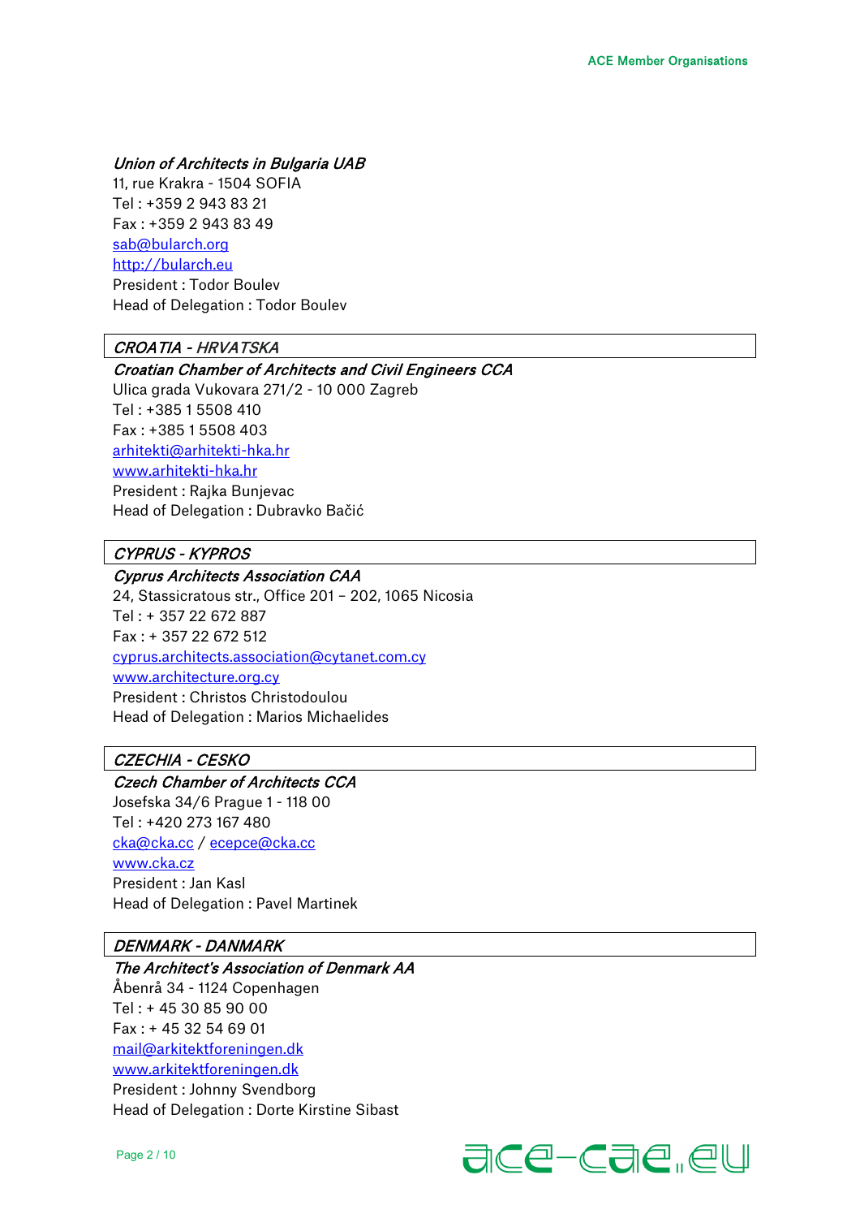*Union of Architects in Bulgaria UAB*
11, rue Krakra - 1504 SOFIA
Tel : +359 2 943 83 21
Fax : +359 2 943 83 49
sab@bularch.org
http://bularch.eu
President : Todor Boulev
Head of Delegation : Todor Boulev

## *CROATIA - HRVATSKA*

*Croatian Chamber of Architects and Civil Engineers CCA*
Ulica grada Vukovara 271/2 - 10 000 Zagreb
Tel : +385 1 5508 410
Fax : +385 1 5508 403
arhitekti@arhitekti-hka.hr
www.arhitekti-hka.hr
President : Rajka Bunjevac
Head of Delegation : Dubravko Bačić

## *CYPRUS - KYPROS*

*Cyprus Architects Association CAA*
24, Stassicratous str., Office 201 – 202, 1065 Nicosia
Tel : + 357 22 672 887
Fax : + 357 22 672 512
cyprus.architects.association@cytanet.com.cy
www.architecture.org.cy
President : Christos Christodoulou
Head of Delegation : Marios Michaelides

## *CZECHIA - CESKO*

*Czech Chamber of Architects CCA*
Josefska 34/6 Prague 1 - 118 00
Tel : +420 273 167 480
cka@cka.cc / ecepce@cka.cc
www.cka.cz
President : Jan Kasl
Head of Delegation : Pavel Martinek

## *DENMARK - DANMARK*

*The Architect's Association of Denmark AA*
Åbenrå 34 - 1124 Copenhagen
Tel : + 45 30 85 90 00
Fax : + 45 32 54 69 01
mail@arkitektforeningen.dk
www.arkitektforeningen.dk
President : Johnny Svendborg
Head of Delegation : Dorte Kirstine Sibast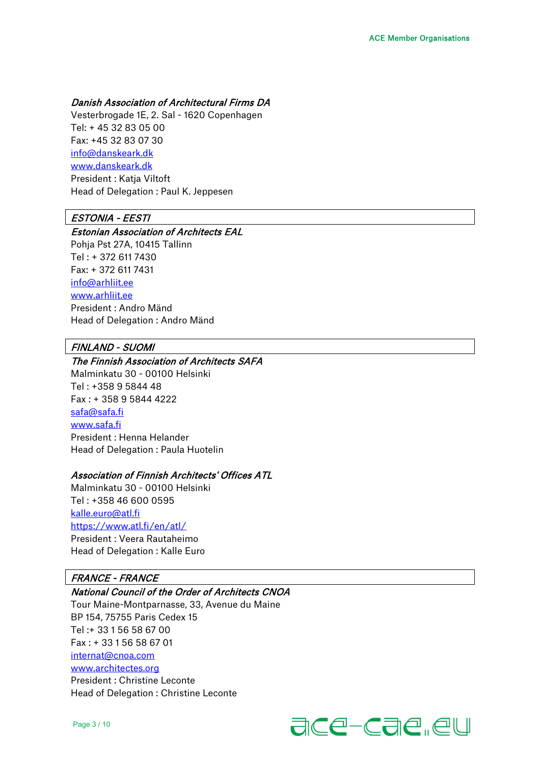*Danish Association of Architectural Firms DA*
Vesterbrogade 1E, 2. Sal - 1620 Copenhagen
Tel: + 45 32 83 05 00
Fax: +45 32 83 07 30
info@danskeark.dk
www.danskeark.dk
President : Katja Viltoft
Head of Delegation : Paul K. Jeppesen

## *ESTONIA - EESTI*

*Estonian Association of Architects EAL*
Pohja Pst 27A, 10415 Tallinn
Tel : + 372 611 7430
Fax: + 372 611 7431
info@arhliit.ee
www.arhliit.ee
President : Andro Mänd
Head of Delegation : Andro Mänd

## *FINLAND - SUOMI*

*The Finnish Association of Architects SAFA*
Malminkatu 30 - 00100 Helsinki
Tel : +358 9 5844 48
Fax : + 358 9 5844 4222
safa@safa.fi
www.safa.fi
President : Henna Helander
Head of Delegation : Paula Huotelin

*Association of Finnish Architects' Offices ATL*
Malminkatu 30 - 00100 Helsinki
Tel : +358 46 600 0595
kalle.euro@atl.fi
https://www.atl.fi/en/atl/
President : Veera Rautaheimo
Head of Delegation : Kalle Euro

## *FRANCE - FRANCE*

*National Council of the Order of Architects CNOA*
Tour Maine-Montparnasse, 33, Avenue du Maine
BP 154, 75755 Paris Cedex 15
Tel :+ 33 1 56 58 67 00
Fax : + 33 1 56 58 67 01
internat@cnoa.com
www.architectes.org
President : Christine Leconte
Head of Delegation : Christine Leconte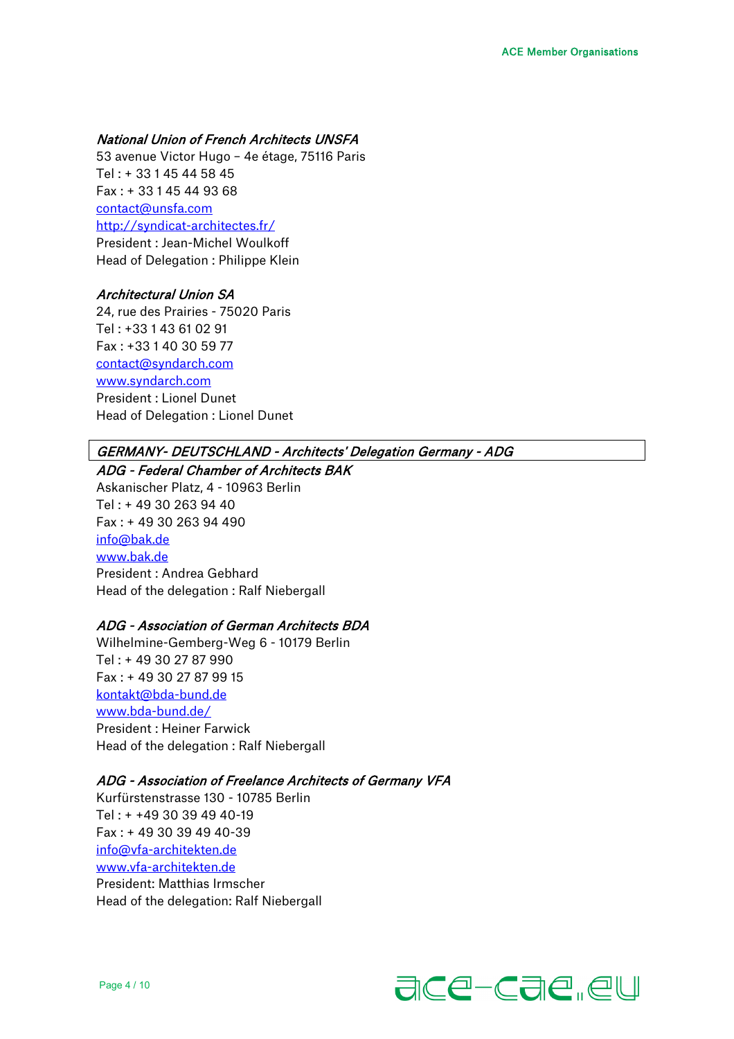*National Union of French Architects UNSFA*
53 avenue Victor Hugo – 4e étage, 75116 Paris
Tel : + 33 1 45 44 58 45
Fax : + 33 1 45 44 93 68
[contact@unsfa.com](mailto:contact@unsfa.com)
[http://syndicat-architectes.fr/](http://syndicat-architectes.fr/)
President : Jean-Michel Woulkoff
Head of Delegation : Philippe Klein

*Architectural Union SA*
24, rue des Prairies - 75020 Paris
Tel : +33 1 43 61 02 91
Fax : +33 1 40 30 59 77
[contact@syndarch.com](mailto:contact@syndarch.com)
[www.syndarch.com](http://www.syndarch.com)
President : Lionel Dunet
Head of Delegation : Lionel Dunet

## *GERMANY- DEUTSCHLAND - Architects' Delegation Germany - ADG*

*ADG - Federal Chamber of Architects BAK*
Askanischer Platz, 4 - 10963 Berlin
Tel : + 49 30 263 94 40
Fax : + 49 30 263 94 490
[info@bak.de](mailto:info@bak.de)
[www.bak.de](http://www.bak.de)
President : Andrea Gebhard
Head of the delegation : Ralf Niebergall

*ADG - Association of German Architects BDA*
Wilhelmine-Gemberg-Weg 6 - 10179 Berlin
Tel : + 49 30 27 87 990
Fax : + 49 30 27 87 99 15
[kontakt@bda-bund.de](mailto:kontakt@bda-bund.de)
[www.bda-bund.de/](http://www.bda-bund.de/)
President : Heiner Farwick
Head of the delegation : Ralf Niebergall

*ADG - Association of Freelance Architects of Germany VFA*
Kurfürstenstrasse 130 - 10785 Berlin
Tel : + +49 30 39 49 40-19
Fax : + 49 30 39 49 40-39
[info@vfa-architekten.de](mailto:info@vfa-architekten.de)
[www.vfa-architekten.de](http://www.vfa-architekten.de)
President: Matthias Irmscher
Head of the delegation: Ralf Niebergall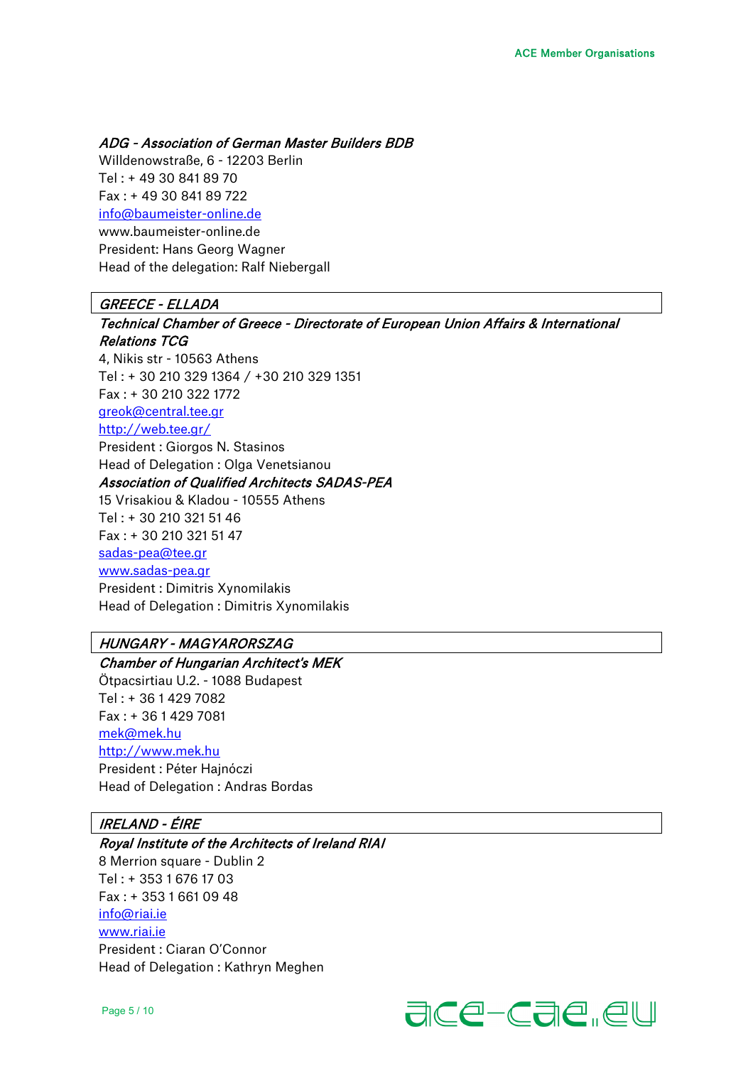*ADG - Association of German Master Builders BDB*
Willdenowstraße, 6 - 12203 Berlin
Tel : + 49 30 841 89 70
Fax : + 49 30 841 89 722
info@baumeister-online.de
www.baumeister-online.de
President: Hans Georg Wagner
Head of the delegation: Ralf Niebergall

## *GREECE - ELLADA*

*Technical Chamber of Greece - Directorate of European Union Affairs & International Relations TCG*
4, Nikis str - 10563 Athens
Tel : + 30 210 329 1364 / +30 210 329 1351
Fax : + 30 210 322 1772
greok@central.tee.gr
http://web.tee.gr/
President : Giorgos N. Stasinos
Head of Delegation : Olga Venetsianou

*Association of Qualified Architects SADAS-PEA*
15 Vrisakiou & Kladou - 10555 Athens
Tel : + 30 210 321 51 46
Fax : + 30 210 321 51 47
sadas-pea@tee.gr
www.sadas-pea.gr
President : Dimitris Xynomilakis
Head of Delegation : Dimitris Xynomilakis

## *HUNGARY - MAGYARORSZAG*

*Chamber of Hungarian Architect's MEK*
Ötpacsirtiau U.2. - 1088 Budapest
Tel : + 36 1 429 7082
Fax : + 36 1 429 7081
mek@mek.hu
http://www.mek.hu
President : Péter Hajnóczi
Head of Delegation : Andras Bordas

## *IRELAND - ÉIRE*

*Royal Institute of the Architects of Ireland RIAI*
8 Merrion square - Dublin 2
Tel : + 353 1 676 17 03
Fax : + 353 1 661 09 48
info@riai.ie
www.riai.ie
President : Ciaran O'Connor
Head of Delegation : Kathryn Meghen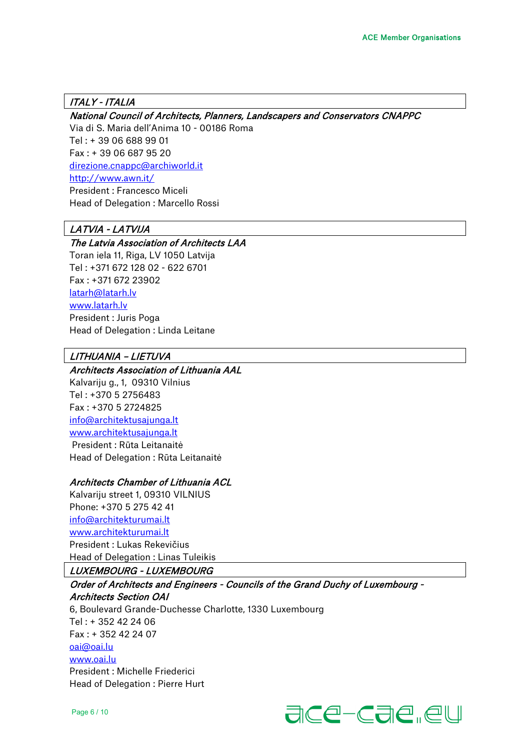## *ITALY - ITALIA*

***National Council of Architects, Planners, Landscapers and Conservators CNAPPC***

Via di S. Maria dell'Anima 10 - 00186 Roma
Tel : + 39 06 688 99 01
Fax : + 39 06 687 95 20
direzione.cnappc@archiworld.it
http://www.awn.it/
President : Francesco Miceli
Head of Delegation : Marcello Rossi

## *LATVIA - LATVIJA*

***The Latvia Association of Architects LAA***

Toran iela 11, Riga, LV 1050 Latvija
Tel : +371 672 128 02 - 622 6701
Fax : +371 672 23902
latarh@latarh.lv
www.latarh.lv
President : Juris Poga
Head of Delegation : Linda Leitane

## *LITHUANIA – LIETUVA*

***Architects Association of Lithuania AAL***

Kalvariju g., 1, 09310 Vilnius
Tel : +370 5 2756483
Fax : +370 5 2724825
info@architektusajunga.lt
www.architektusajunga.lt
President : Rūta Leitanaitė
Head of Delegation : Rūta Leitanaitė

***Architects Chamber of Lithuania ACL***

Kalvariju street 1, 09310 VILNIUS
Phone: +370 5 275 42 41
info@architekturumai.lt
www.architekturumai.lt
President : Lukas Rekevičius
Head of Delegation : Linas Tuleikis

## *LUXEMBOURG - LUXEMBOURG*

***Order of Architects and Engineers - Councils of the Grand Duchy of Luxembourg - Architects Section OAI***

6, Boulevard Grande-Duchesse Charlotte, 1330 Luxembourg
Tel : + 352 42 24 06
Fax : + 352 42 24 07
oai@oai.lu
www.oai.lu
President : Michelle Friederici
Head of Delegation : Pierre Hurt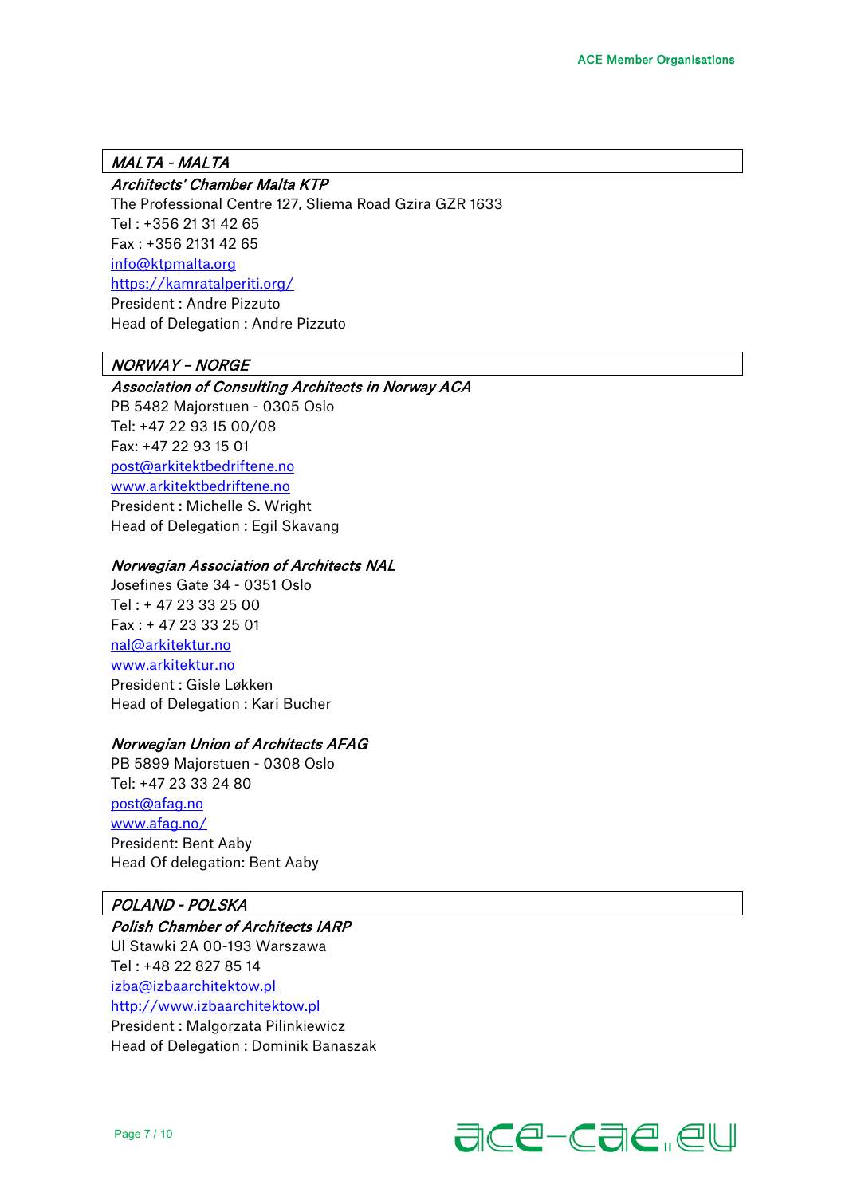## *MALTA - MALTA*

***Architects' Chamber Malta KTP***
The Professional Centre 127, Sliema Road Gzira GZR 1633
Tel : +356 21 31 42 65
Fax : +356 2131 42 65
info@ktpmalta.org
https://kamratalperiti.org/
President : Andre Pizzuto
Head of Delegation : Andre Pizzuto

## *NORWAY – NORGE*

***Association of Consulting Architects in Norway ACA***
PB 5482 Majorstuen - 0305 Oslo
Tel: +47 22 93 15 00/08
Fax: +47 22 93 15 01
post@arkitektbedriftene.no
www.arkitektbedriftene.no
President : Michelle S. Wright
Head of Delegation : Egil Skavang

***Norwegian Association of Architects NAL***
Josefines Gate 34 - 0351 Oslo
Tel : + 47 23 33 25 00
Fax : + 47 23 33 25 01
nal@arkitektur.no
www.arkitektur.no
President : Gisle Løkken
Head of Delegation : Kari Bucher

***Norwegian Union of Architects AFAG***
PB 5899 Majorstuen - 0308 Oslo
Tel: +47 23 33 24 80
post@afag.no
www.afag.no/
President: Bent Aaby
Head Of delegation: Bent Aaby

## *POLAND - POLSKA*

***Polish Chamber of Architects IARP***
Ul Stawki 2A 00-193 Warszawa
Tel : +48 22 827 85 14
izba@izbaarchitektow.pl
http://www.izbaarchitektow.pl
President : Malgorzata Pilinkiewicz
Head of Delegation : Dominik Banaszak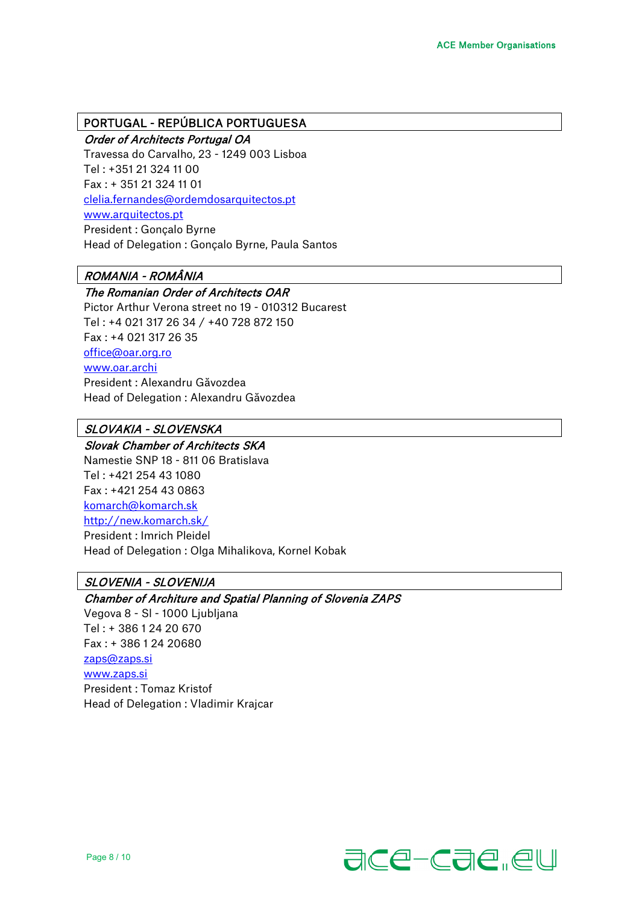## PORTUGAL - REPÚBLICA PORTUGUESA

***Order of Architects Portugal OA***

Travessa do Carvalho, 23 - 1249 003 Lisboa
Tel : +351 21 324 11 00
Fax : + 351 21 324 11 01
clelia.fernandes@ordemdosarquitectos.pt
www.arquitectos.pt
President : Gonçalo Byrne
Head of Delegation : Gonçalo Byrne, Paula Santos

## *ROMANIA - ROMÂNIA*

***The Romanian Order of Architects OAR***

Pictor Arthur Verona street no 19 - 010312 Bucarest
Tel : +4 021 317 26 34 / +40 728 872 150
Fax : +4 021 317 26 35
office@oar.org.ro
www.oar.archi
President : Alexandru Găvozdea
Head of Delegation : Alexandru Găvozdea

## *SLOVAKIA - SLOVENSKA*

***Slovak Chamber of Architects SKA***

Namestie SNP 18 - 811 06 Bratislava
Tel : +421 254 43 1080
Fax : +421 254 43 0863
komarch@komarch.sk
http://new.komarch.sk/
President : Imrich Pleidel
Head of Delegation : Olga Mihalikova, Kornel Kobak

## *SLOVENIA - SLOVENIJA*

***Chamber of Architure and Spatial Planning of Slovenia ZAPS***

Vegova 8 - SI - 1000 Ljubljana
Tel : + 386 1 24 20 670
Fax : + 386 1 24 20680
zaps@zaps.si
www.zaps.si
President : Tomaz Kristof
Head of Delegation : Vladimir Krajcar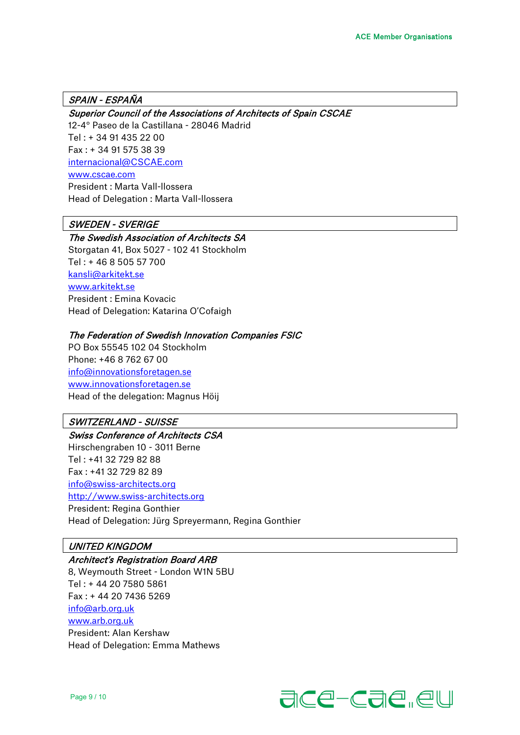## *SPAIN - ESPAÑA*

***Superior Council of the Associations of Architects of Spain CSCAE***

12-4° Paseo de la Castillana - 28046 Madrid
Tel : + 34 91 435 22 00
Fax : + 34 91 575 38 39
internacional@CSCAE.com
www.cscae.com
President : Marta Vall-llossera
Head of Delegation : Marta Vall-llossera

## *SWEDEN - SVERIGE*

***The Swedish Association of Architects SA***

Storgatan 41, Box 5027 - 102 41 Stockholm
Tel : + 46 8 505 57 700
kansli@arkitekt.se
www.arkitekt.se
President : Emina Kovacic
Head of Delegation: Katarina O'Cofaigh

***The Federation of Swedish Innovation Companies FSIC***

PO Box 55545 102 04 Stockholm
Phone: +46 8 762 67 00
info@innovationsforetagen.se
www.innovationsforetagen.se
Head of the delegation: Magnus Höij

## *SWITZERLAND - SUISSE*

***Swiss Conference of Architects CSA***

Hirschengraben 10 - 3011 Berne
Tel : +41 32 729 82 88
Fax : +41 32 729 82 89
info@swiss-architects.org
http://www.swiss-architects.org
President: Regina Gonthier
Head of Delegation: Jürg Spreyermann, Regina Gonthier

## *UNITED KINGDOM*

***Architect's Registration Board ARB***

8, Weymouth Street - London W1N 5BU
Tel : + 44 20 7580 5861
Fax : + 44 20 7436 5269
info@arb.org.uk
www.arb.org.uk
President: Alan Kershaw
Head of Delegation: Emma Mathews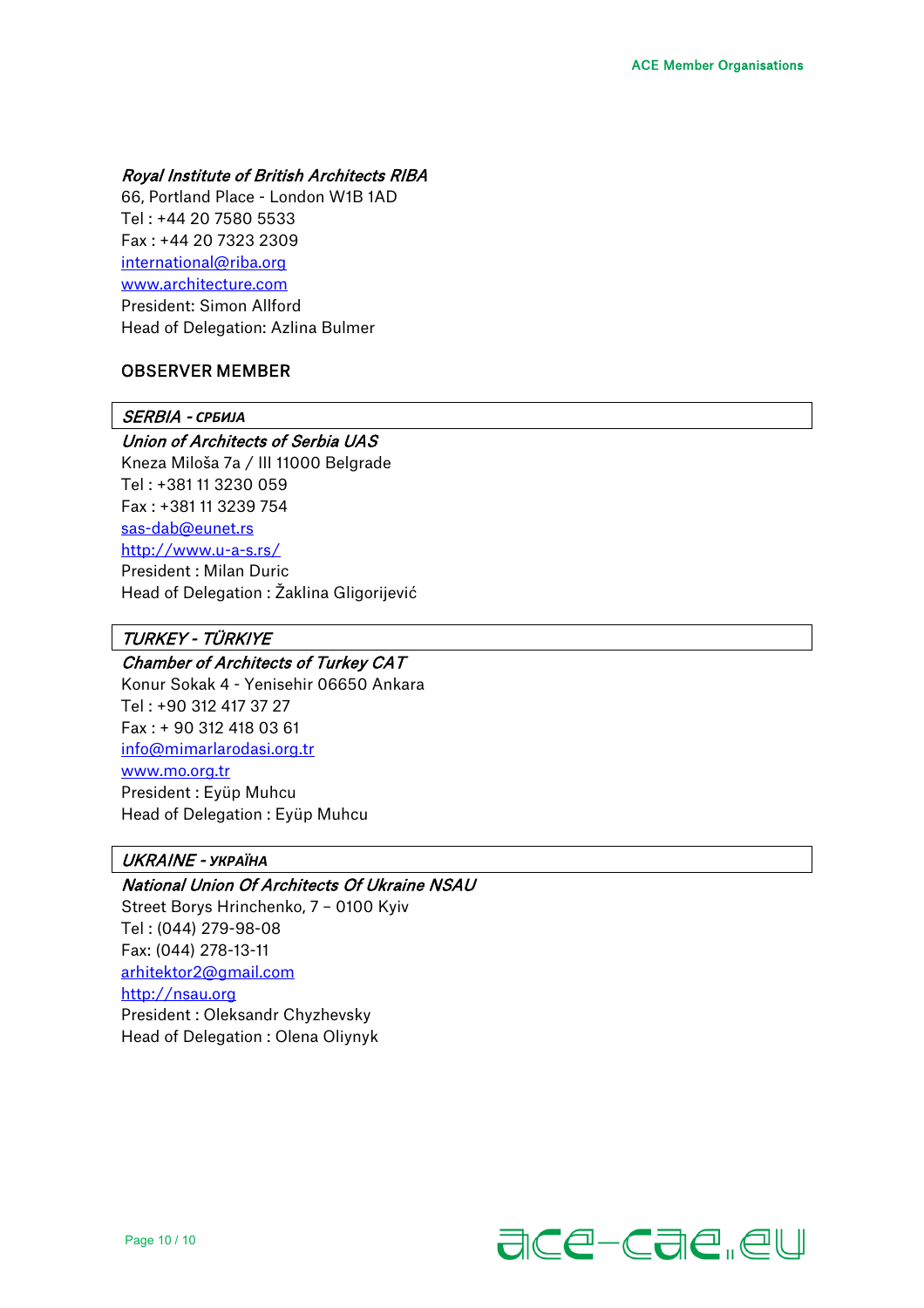*Royal Institute of British Architects RIBA*
66, Portland Place - London W1B 1AD
Tel : +44 20 7580 5533
Fax : +44 20 7323 2309
international@riba.org
www.architecture.com
President: Simon Allford
Head of Delegation: Azlina Bulmer

## OBSERVER MEMBER

### *SERBIA - СРБИЈА*

*Union of Architects of Serbia UAS*
Kneza Miloša 7a / III 11000 Belgrade
Tel : +381 11 3230 059
Fax : +381 11 3239 754
sas-dab@eunet.rs
http://www.u-a-s.rs/
President : Milan Duric
Head of Delegation : Žaklina Gligorijević

### *TURKEY - TÜRKIYE*

*Chamber of Architects of Turkey CAT*
Konur Sokak 4 - Yenisehir 06650 Ankara
Tel : +90 312 417 37 27
Fax : + 90 312 418 03 61
info@mimarlarodasi.org.tr
www.mo.org.tr
President : Eyüp Muhcu
Head of Delegation : Eyüp Muhcu

### *UKRAINE - УКРАЇНА*

*National Union Of Architects Of Ukraine NSAU*
Street Borys Hrinchenko, 7 – 0100 Kyiv
Tel : (044) 279-98-08
Fax: (044) 278-13-11
arhitektor2@gmail.com
http://nsau.org
President : Oleksandr Chyzhevsky
Head of Delegation : Olena Oliynyk